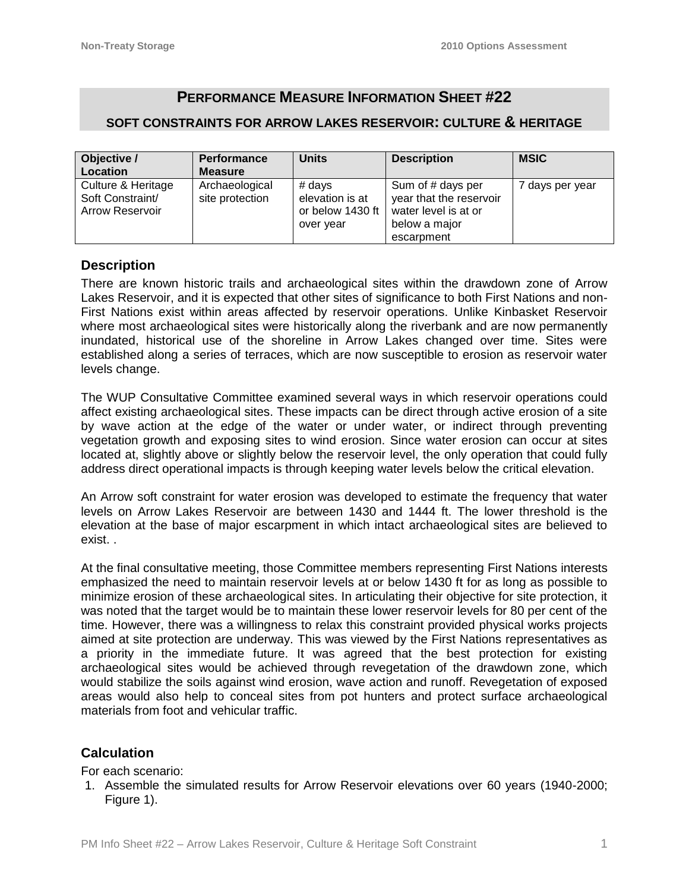## Performance Measure Information Sheet #22

### SOFT CONSTRAINTS FOR ARROW LAKES RESERVOIR: CULTURE & HERITAGE

| Objective / Location | Performance Measure | Units | Description | MSIC |
|---|---|---|---|---|
| Culture & Heritage Soft Constraint/ Arrow Reservoir | Archaeological site protection | # days elevation is at or below 1430 ft over year | Sum of # days per year that the reservoir water level is at or below a major escarpment | 7 days per year |

### Description

There are known historic trails and archaeological sites within the drawdown zone of Arrow Lakes Reservoir, and it is expected that other sites of significance to both First Nations and non-First Nations exist within areas affected by reservoir operations. Unlike Kinbasket Reservoir where most archaeological sites were historically along the riverbank and are now permanently inundated, historical use of the shoreline in Arrow Lakes changed over time. Sites were established along a series of terraces, which are now susceptible to erosion as reservoir water levels change.

The WUP Consultative Committee examined several ways in which reservoir operations could affect existing archaeological sites. These impacts can be direct through active erosion of a site by wave action at the edge of the water or under water, or indirect through preventing vegetation growth and exposing sites to wind erosion. Since water erosion can occur at sites located at, slightly above or slightly below the reservoir level, the only operation that could fully address direct operational impacts is through keeping water levels below the critical elevation.

An Arrow soft constraint for water erosion was developed to estimate the frequency that water levels on Arrow Lakes Reservoir are between 1430 and 1444 ft. The lower threshold is the elevation at the base of major escarpment in which intact archaeological sites are believed to exist. .

At the final consultative meeting, those Committee members representing First Nations interests emphasized the need to maintain reservoir levels at or below 1430 ft for as long as possible to minimize erosion of these archaeological sites. In articulating their objective for site protection, it was noted that the target would be to maintain these lower reservoir levels for 80 per cent of the time. However, there was a willingness to relax this constraint provided physical works projects aimed at site protection are underway. This was viewed by the First Nations representatives as a priority in the immediate future. It was agreed that the best protection for existing archaeological sites would be achieved through revegetation of the drawdown zone, which would stabilize the soils against wind erosion, wave action and runoff. Revegetation of exposed areas would also help to conceal sites from pot hunters and protect surface archaeological materials from foot and vehicular traffic.

### Calculation

For each scenario:

1. Assemble the simulated results for Arrow Reservoir elevations over 60 years (1940-2000; Figure 1).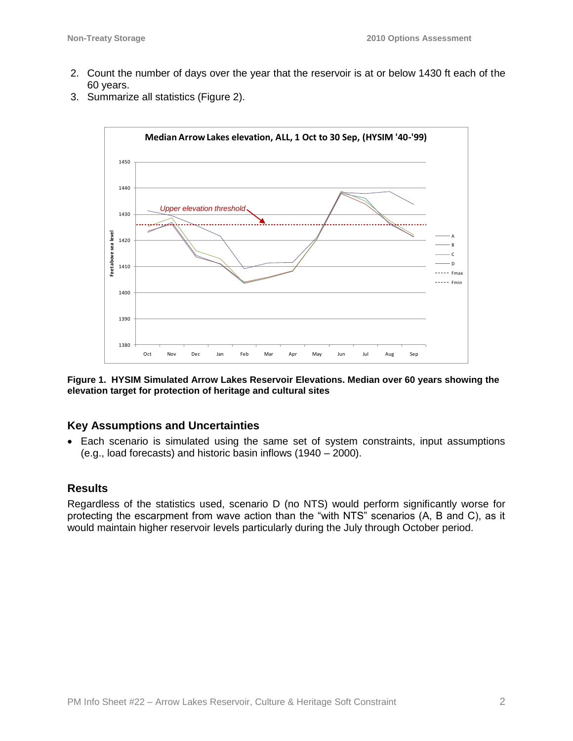2. Count the number of days over the year that the reservoir is at or below 1430 ft each of the 60 years.
3. Summarize all statistics (Figure 2).

Median Arrow Lakes elevation, ALL, 1 Oct to 30 Sep, (HYSIM '40-'99)

Upper elevation threshold

1450
1440
1430
1420
1410
1400
1390
1380

Feet above sea level

Oct Nov Dec Jan Feb Mar Apr May Jun Jul Aug Sep

A
B
C
D
Fmax
Fmin

**Figure 1. HYSIM Simulated Arrow Lakes Reservoir Elevations. Median over 60 years showing the elevation target for protection of heritage and cultural sites**

## Key Assumptions and Uncertainties

- Each scenario is simulated using the same set of system constraints, input assumptions (e.g., load forecasts) and historic basin inflows (1940 – 2000).

## Results

Regardless of the statistics used, scenario D (no NTS) would perform significantly worse for protecting the escarpment from wave action than the "with NTS" scenarios (A, B and C), as it would maintain higher reservoir levels particularly during the July through October period.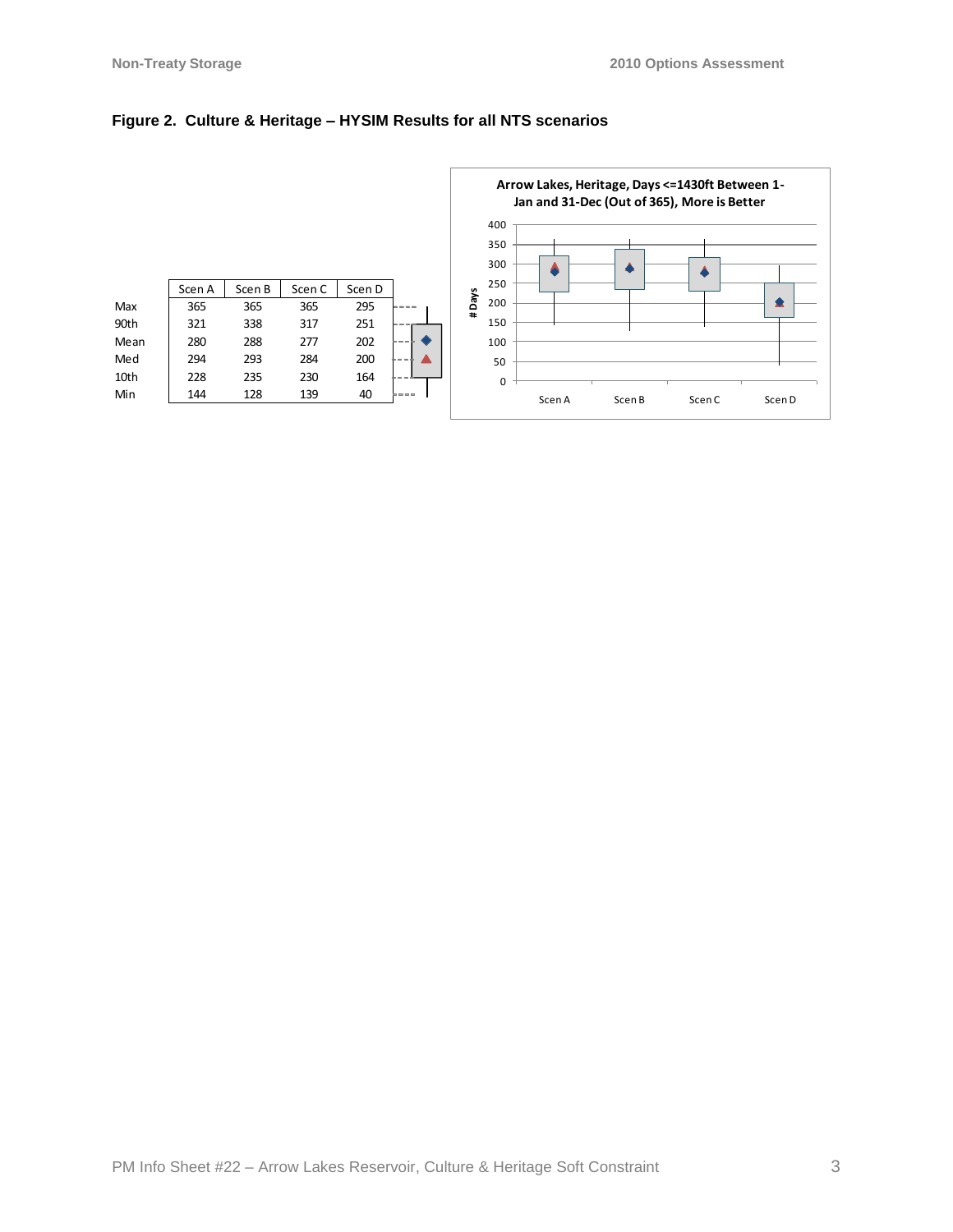**Figure 2. Culture & Heritage – HYSIM Results for all NTS scenarios**

| | Scen A | Scen B | Scen C | Scen D |
|---|---|---|---|---|
| Max | 365 | 365 | 365 | 295 |
| 90th | 321 | 338 | 317 | 251 |
| Mean | 280 | 288 | 277 | 202 |
| Med | 294 | 293 | 284 | 200 |
| 10th | 228 | 235 | 230 | 164 |
| Min | 144 | 128 | 139 | 40 |

Arrow Lakes, Heritage, Days <=1430ft Between 1-Jan and 31-Dec (Out of 365), More is Better

# Days

400
350
300
250
200
150
100
50
0

Scen A
Scen B
Scen C
Scen D